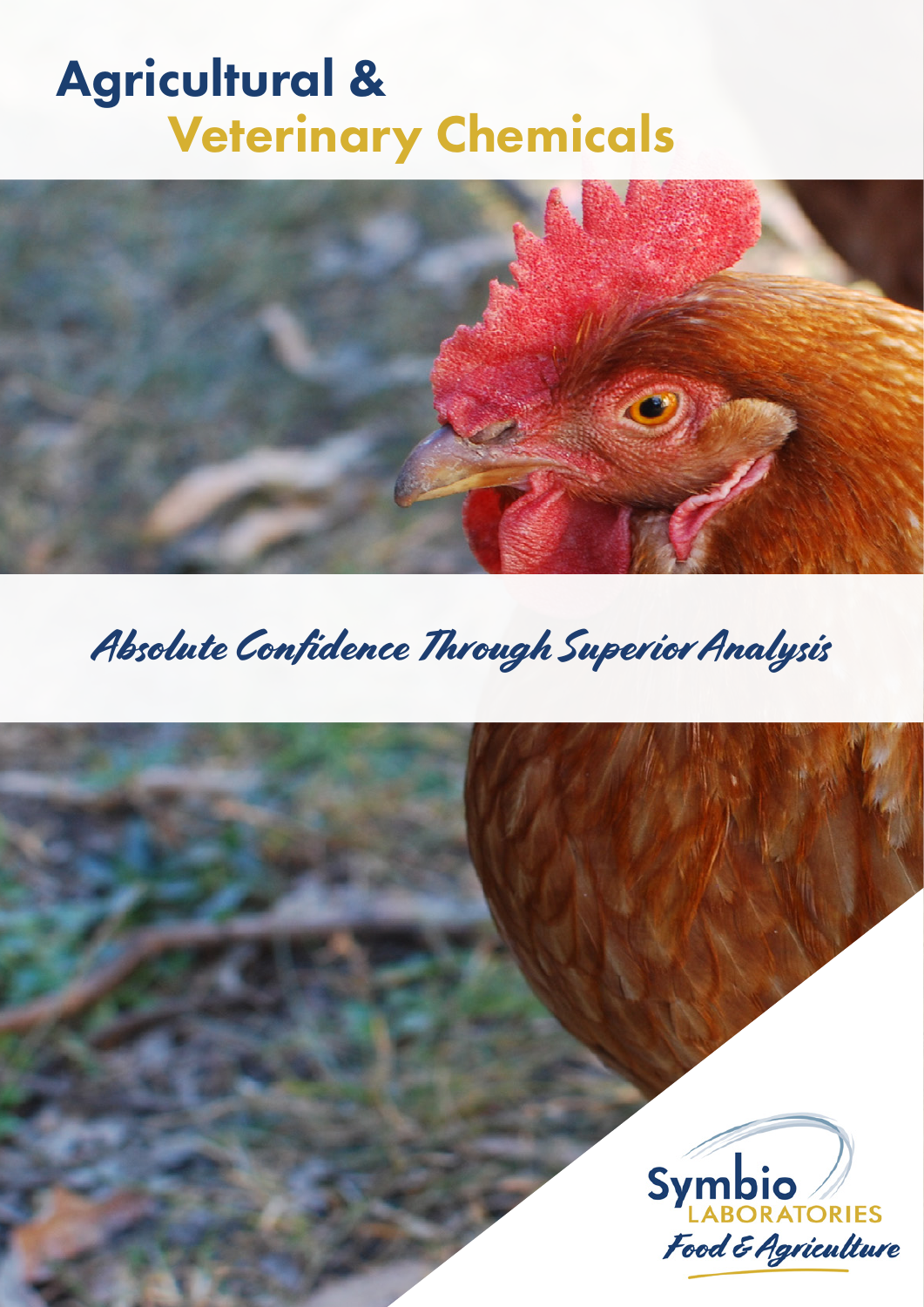# Agricultural & Veterinary Chemicals

*Absolute Confidence Through Superior Analysis*

Symbio LABORATORIES

*Food & Agriculture*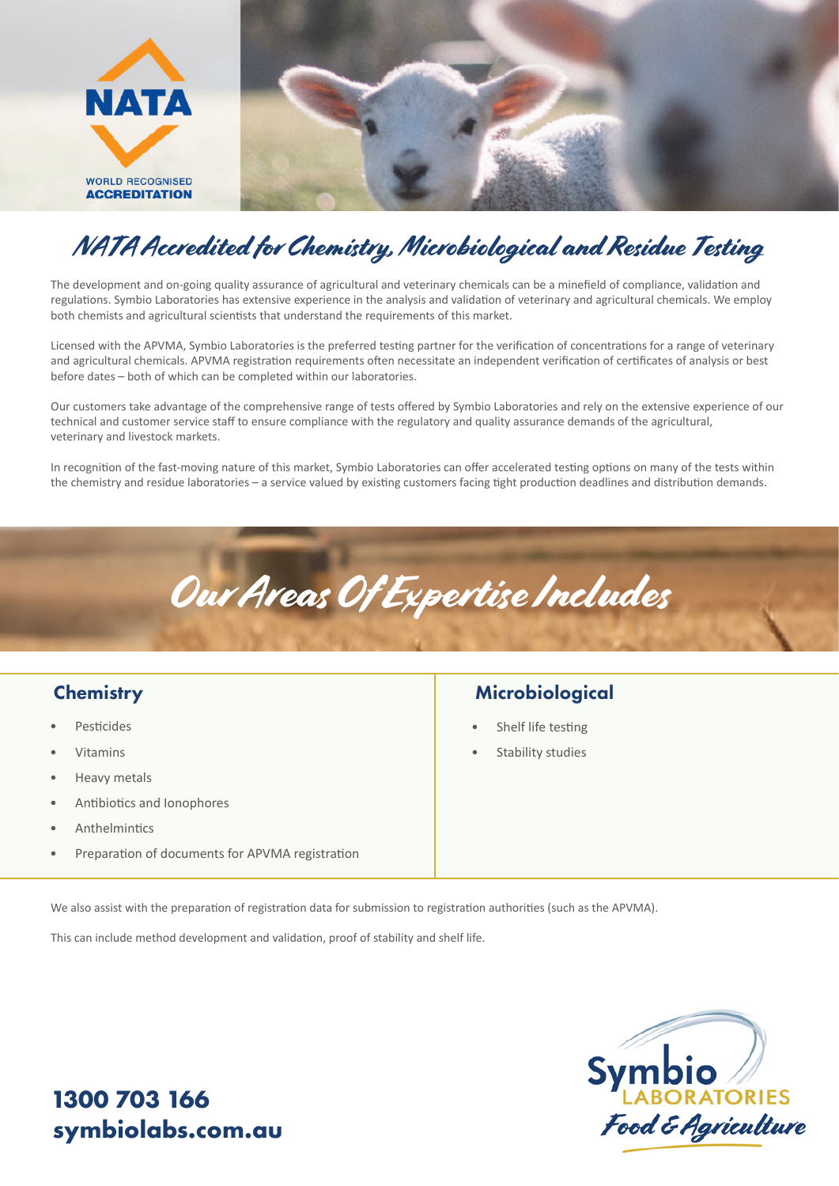NATA

WORLD RECOGNISED ACCREDITATION

# NATA Accredited for Chemistry, Microbiological and Residue Testing

The development and on-going quality assurance of agricultural and veterinary chemicals can be a minefield of compliance, validation and regulations. Symbio Laboratories has extensive experience in the analysis and validation of veterinary and agricultural chemicals. We employ both chemists and agricultural scientists that understand the requirements of this market.

Licensed with the APVMA, Symbio Laboratories is the preferred testing partner for the verification of concentrations for a range of veterinary and agricultural chemicals. APVMA registration requirements often necessitate an independent verification of certificates of analysis or best before dates – both of which can be completed within our laboratories.

Our customers take advantage of the comprehensive range of tests offered by Symbio Laboratories and rely on the extensive experience of our technical and customer service staff to ensure compliance with the regulatory and quality assurance demands of the agricultural, veterinary and livestock markets.

In recognition of the fast-moving nature of this market, Symbio Laboratories can offer accelerated testing options on many of the tests within the chemistry and residue laboratories – a service valued by existing customers facing tight production deadlines and distribution demands.

# Our Areas Of Expertise Includes

## Chemistry

- Pesticides
- Vitamins
- Heavy metals
- Antibiotics and Ionophores
- Anthelmintics
- Preparation of documents for APVMA registration

## Microbiological

- Shelf life testing
- Stability studies

We also assist with the preparation of registration data for submission to registration authorities (such as the APVMA).

This can include method development and validation, proof of stability and shelf life.

**1300 703 166**
**symbiolabs.com.au**

Symbio LABORATORIES Food & Agriculture